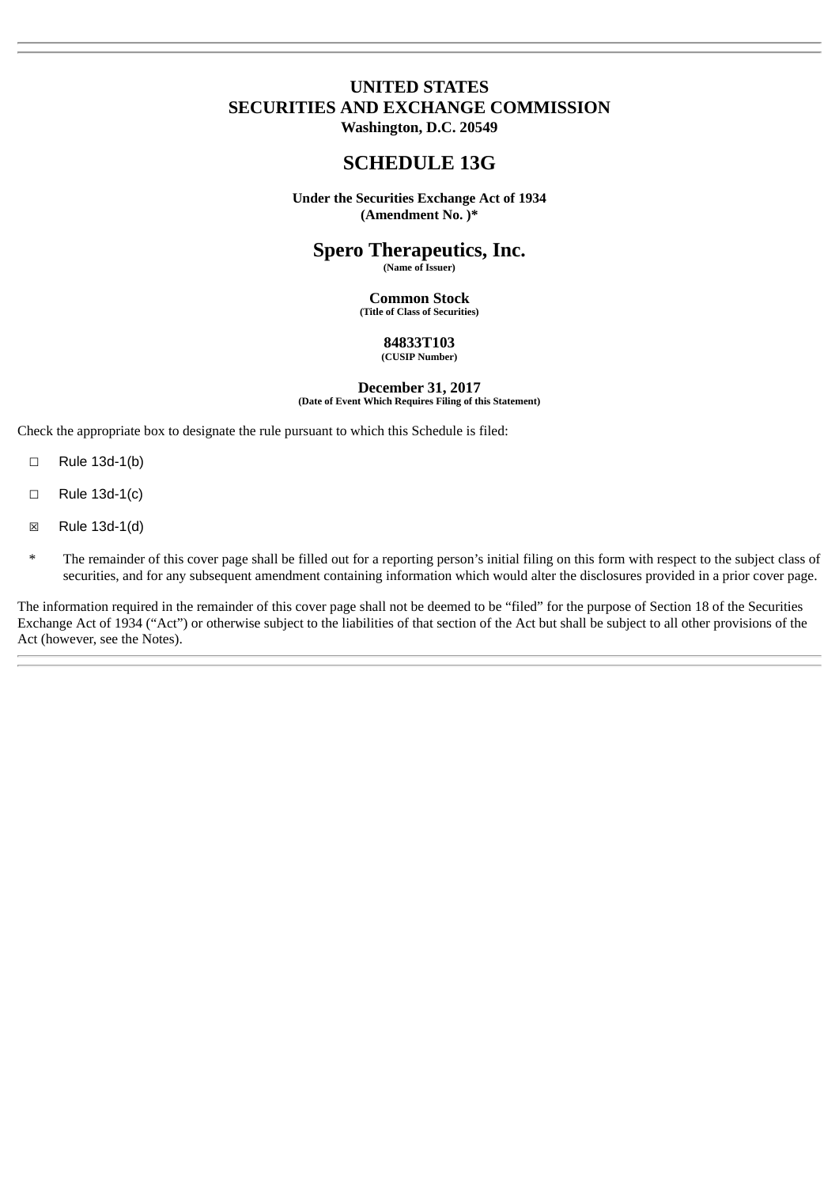# UNITED STATES
# SECURITIES AND EXCHANGE COMMISSION
**Washington, D.C. 20549**

## SCHEDULE 13G

**Under the Securities Exchange Act of 1934**
**(Amendment No. )***

## Spero Therapeutics, Inc.
**(Name of Issuer)**

**Common Stock**
**(Title of Class of Securities)**

**84833T103**
**(CUSIP Number)**

**December 31, 2017**
**(Date of Event Which Requires Filing of this Statement)**

Check the appropriate box to designate the rule pursuant to which this Schedule is filed:

☐ Rule 13d-1(b)

☐ Rule 13d-1(c)

☒ Rule 13d-1(d)

* The remainder of this cover page shall be filled out for a reporting person's initial filing on this form with respect to the subject class of securities, and for any subsequent amendment containing information which would alter the disclosures provided in a prior cover page.

The information required in the remainder of this cover page shall not be deemed to be "filed" for the purpose of Section 18 of the Securities Exchange Act of 1934 ("Act") or otherwise subject to the liabilities of that section of the Act but shall be subject to all other provisions of the Act (however, see the Notes).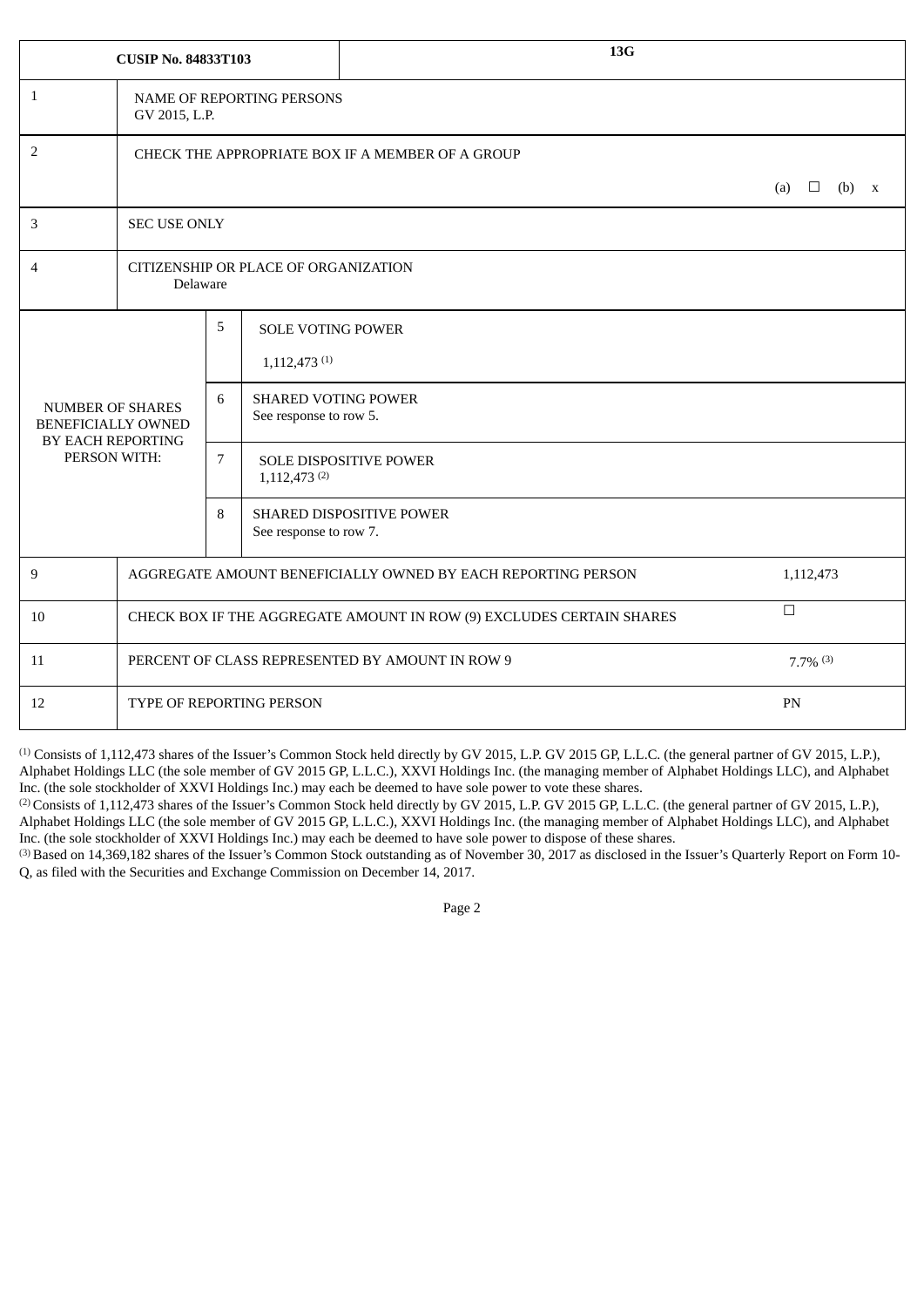| CUSIP No. 84833T103 | | | 13G | |
|---|---|---|---|---|
| 1 | NAME OF REPORTING PERSONS<br>GV 2015, L.P. | | | |
| 2 | CHECK THE APPROPRIATE BOX IF A MEMBER OF A GROUP | | | (a) ☐ (b) x |
| 3 | SEC USE ONLY | | | |
| 4 | CITIZENSHIP OR PLACE OF ORGANIZATION<br>Delaware | | | |
| NUMBER OF SHARES BENEFICIALLY OWNED BY EACH REPORTING PERSON WITH: | 5 | SOLE VOTING POWER<br>1,112,473 [(1)] | | |
| | 6 | SHARED VOTING POWER<br>See response to row 5. | | |
| | 7 | SOLE DISPOSITIVE POWER<br>1,112,473 [(2)] | | |
| | 8 | SHARED DISPOSITIVE POWER<br>See response to row 7. | | |
| 9 | AGGREGATE AMOUNT BENEFICIALLY OWNED BY EACH REPORTING PERSON | | | 1,112,473 |
| 10 | CHECK BOX IF THE AGGREGATE AMOUNT IN ROW (9) EXCLUDES CERTAIN SHARES | | | ☐ |
| 11 | PERCENT OF CLASS REPRESENTED BY AMOUNT IN ROW 9 | | | 7.7% [(3)] |
| 12 | TYPE OF REPORTING PERSON | | | PN |

[(1)] Consists of 1,112,473 shares of the Issuer's Common Stock held directly by GV 2015, L.P. GV 2015 GP, L.L.C. (the general partner of GV 2015, L.P.), Alphabet Holdings LLC (the sole member of GV 2015 GP, L.L.C.), XXVI Holdings Inc. (the managing member of Alphabet Holdings LLC), and Alphabet Inc. (the sole stockholder of XXVI Holdings Inc.) may each be deemed to have sole power to vote these shares.

[(2)] Consists of 1,112,473 shares of the Issuer's Common Stock held directly by GV 2015, L.P. GV 2015 GP, L.L.C. (the general partner of GV 2015, L.P.), Alphabet Holdings LLC (the sole member of GV 2015 GP, L.L.C.), XXVI Holdings Inc. (the managing member of Alphabet Holdings LLC), and Alphabet Inc. (the sole stockholder of XXVI Holdings Inc.) may each be deemed to have sole power to dispose of these shares.

[(3)] Based on 14,369,182 shares of the Issuer's Common Stock outstanding as of November 30, 2017 as disclosed in the Issuer's Quarterly Report on Form 10-Q, as filed with the Securities and Exchange Commission on December 14, 2017.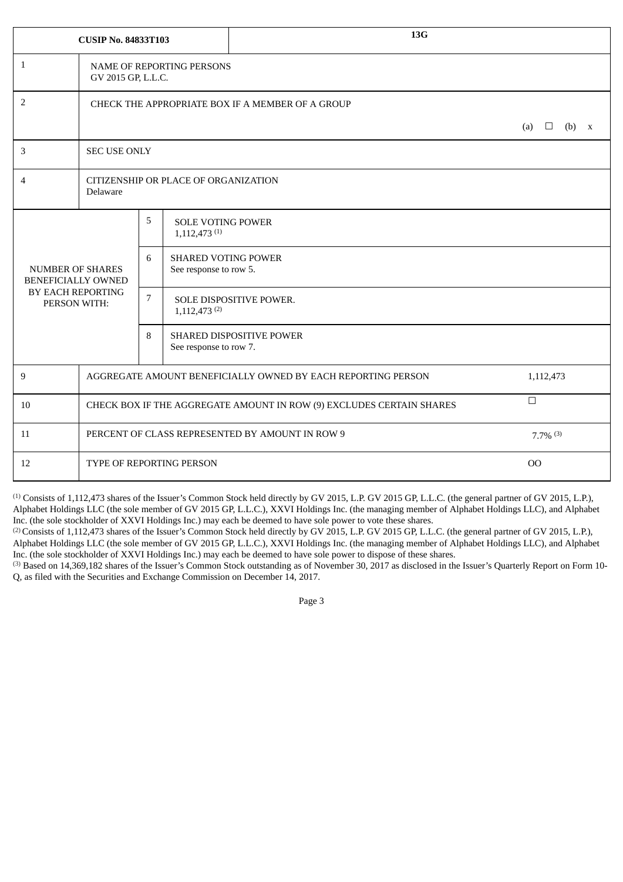| CUSIP No. 84833T103 | | | 13G | |
|---|---|---|---|---|
| 1 | NAME OF REPORTING PERSONS<br>GV 2015 GP, L.L.C. | | | |
| 2 | CHECK THE APPROPRIATE BOX IF A MEMBER OF A GROUP | | | (a) ☐ (b) x |
| 3 | SEC USE ONLY | | | |
| 4 | CITIZENSHIP OR PLACE OF ORGANIZATION<br>Delaware | | | |
| NUMBER OF SHARES BENEFICIALLY OWNED BY EACH REPORTING PERSON WITH: | 5 | SOLE VOTING POWER<br>1,112,473 [(1)] | | |
| | 6 | SHARED VOTING POWER<br>See response to row 5. | | |
| | 7 | SOLE DISPOSITIVE POWER.<br>1,112,473 [(2)] | | |
| | 8 | SHARED DISPOSITIVE POWER<br>See response to row 7. | | |
| 9 | AGGREGATE AMOUNT BENEFICIALLY OWNED BY EACH REPORTING PERSON | | | 1,112,473 |
| 10 | CHECK BOX IF THE AGGREGATE AMOUNT IN ROW (9) EXCLUDES CERTAIN SHARES | | | ☐ |
| 11 | PERCENT OF CLASS REPRESENTED BY AMOUNT IN ROW 9 | | | 7.7% [(3)] |
| 12 | TYPE OF REPORTING PERSON | | | OO |

[(1)] Consists of 1,112,473 shares of the Issuer's Common Stock held directly by GV 2015, L.P. GV 2015 GP, L.L.C. (the general partner of GV 2015, L.P.), Alphabet Holdings LLC (the sole member of GV 2015 GP, L.L.C.), XXVI Holdings Inc. (the managing member of Alphabet Holdings LLC), and Alphabet Inc. (the sole stockholder of XXVI Holdings Inc.) may each be deemed to have sole power to vote these shares.

[(2)] Consists of 1,112,473 shares of the Issuer's Common Stock held directly by GV 2015, L.P. GV 2015 GP, L.L.C. (the general partner of GV 2015, L.P.), Alphabet Holdings LLC (the sole member of GV 2015 GP, L.L.C.), XXVI Holdings Inc. (the managing member of Alphabet Holdings LLC), and Alphabet Inc. (the sole stockholder of XXVI Holdings Inc.) may each be deemed to have sole power to dispose of these shares.

[(3)] Based on 14,369,182 shares of the Issuer's Common Stock outstanding as of November 30, 2017 as disclosed in the Issuer's Quarterly Report on Form 10-Q, as filed with the Securities and Exchange Commission on December 14, 2017.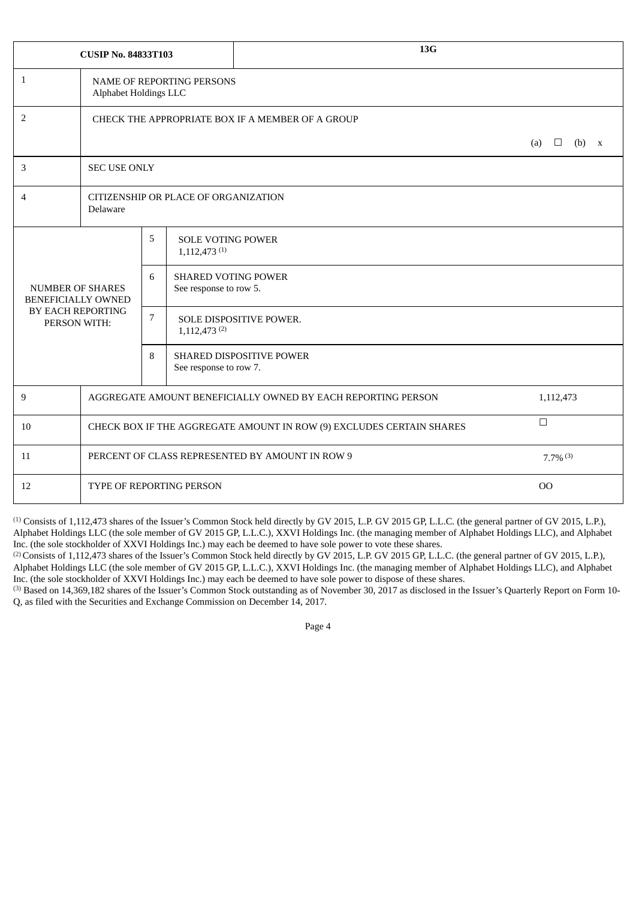| CUSIP No. 84833T103 | | | 13G | |
|---|---|---|---|---|
| 1 | NAME OF REPORTING PERSONS<br>Alphabet Holdings LLC | | | |
| 2 | CHECK THE APPROPRIATE BOX IF A MEMBER OF A GROUP | | | (a) ☐ (b) x |
| 3 | SEC USE ONLY | | | |
| 4 | CITIZENSHIP OR PLACE OF ORGANIZATION<br>Delaware | | | |
| NUMBER OF SHARES BENEFICIALLY OWNED BY EACH REPORTING PERSON WITH: | | 5 | SOLE VOTING POWER<br>1,112,473 [(1)] | |
| | | 6 | SHARED VOTING POWER<br>See response to row 5. | |
| | | 7 | SOLE DISPOSITIVE POWER.<br>1,112,473 [(2)] | |
| | | 8 | SHARED DISPOSITIVE POWER<br>See response to row 7. | |
| 9 | AGGREGATE AMOUNT BENEFICIALLY OWNED BY EACH REPORTING PERSON | | | 1,112,473 |
| 10 | CHECK BOX IF THE AGGREGATE AMOUNT IN ROW (9) EXCLUDES CERTAIN SHARES | | | ☐ |
| 11 | PERCENT OF CLASS REPRESENTED BY AMOUNT IN ROW 9 | | | 7.7% [(3)] |
| 12 | TYPE OF REPORTING PERSON | | | OO |

[(1)] Consists of 1,112,473 shares of the Issuer's Common Stock held directly by GV 2015, L.P. GV 2015 GP, L.L.C. (the general partner of GV 2015, L.P.), Alphabet Holdings LLC (the sole member of GV 2015 GP, L.L.C.), XXVI Holdings Inc. (the managing member of Alphabet Holdings LLC), and Alphabet Inc. (the sole stockholder of XXVI Holdings Inc.) may each be deemed to have sole power to vote these shares.
[(2)] Consists of 1,112,473 shares of the Issuer's Common Stock held directly by GV 2015, L.P. GV 2015 GP, L.L.C. (the general partner of GV 2015, L.P.), Alphabet Holdings LLC (the sole member of GV 2015 GP, L.L.C.), XXVI Holdings Inc. (the managing member of Alphabet Holdings LLC), and Alphabet Inc. (the sole stockholder of XXVI Holdings Inc.) may each be deemed to have sole power to dispose of these shares.
[(3)] Based on 14,369,182 shares of the Issuer's Common Stock outstanding as of November 30, 2017 as disclosed in the Issuer's Quarterly Report on Form 10-Q, as filed with the Securities and Exchange Commission on December 14, 2017.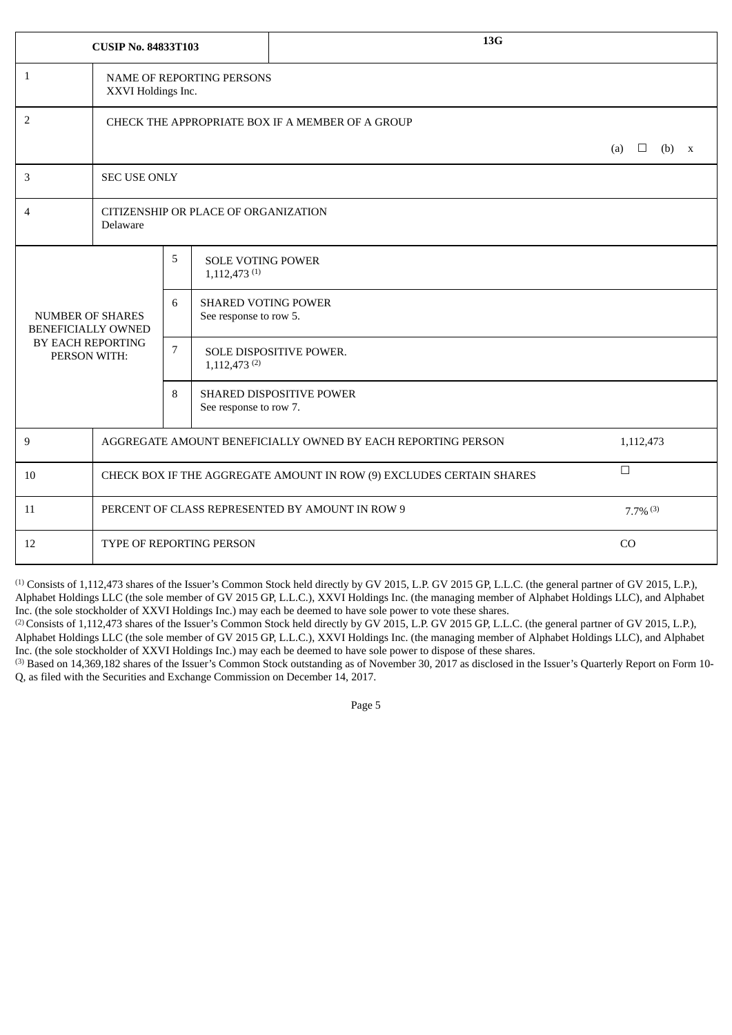| CUSIP No. 84833T103 | | | 13G | |
|---|---|---|---|---|
| 1 | NAME OF REPORTING PERSONS<br>XXVI Holdings Inc. | | | |
| 2 | CHECK THE APPROPRIATE BOX IF A MEMBER OF A GROUP | | | (a) ☐ (b) x |
| 3 | SEC USE ONLY | | | |
| 4 | CITIZENSHIP OR PLACE OF ORGANIZATION<br>Delaware | | | |
| NUMBER OF SHARES BENEFICIALLY OWNED BY EACH REPORTING PERSON WITH: | | 5 | SOLE VOTING POWER<br>1,112,473 [1] | |
| | | 6 | SHARED VOTING POWER<br>See response to row 5. | |
| | | 7 | SOLE DISPOSITIVE POWER.<br>1,112,473 [2] | |
| | | 8 | SHARED DISPOSITIVE POWER<br>See response to row 7. | |
| 9 | AGGREGATE AMOUNT BENEFICIALLY OWNED BY EACH REPORTING PERSON | | | 1,112,473 |
| 10 | CHECK BOX IF THE AGGREGATE AMOUNT IN ROW (9) EXCLUDES CERTAIN SHARES | | | ☐ |
| 11 | PERCENT OF CLASS REPRESENTED BY AMOUNT IN ROW 9 | | | 7.7% [3] |
| 12 | TYPE OF REPORTING PERSON | | | CO |

[1] Consists of 1,112,473 shares of the Issuer's Common Stock held directly by GV 2015, L.P. GV 2015 GP, L.L.C. (the general partner of GV 2015, L.P.), Alphabet Holdings LLC (the sole member of GV 2015 GP, L.L.C.), XXVI Holdings Inc. (the managing member of Alphabet Holdings LLC), and Alphabet Inc. (the sole stockholder of XXVI Holdings Inc.) may each be deemed to have sole power to vote these shares.

[2] Consists of 1,112,473 shares of the Issuer's Common Stock held directly by GV 2015, L.P. GV 2015 GP, L.L.C. (the general partner of GV 2015, L.P.), Alphabet Holdings LLC (the sole member of GV 2015 GP, L.L.C.), XXVI Holdings Inc. (the managing member of Alphabet Holdings LLC), and Alphabet Inc. (the sole stockholder of XXVI Holdings Inc.) may each be deemed to have sole power to dispose of these shares.

[3] Based on 14,369,182 shares of the Issuer's Common Stock outstanding as of November 30, 2017 as disclosed in the Issuer's Quarterly Report on Form 10-Q, as filed with the Securities and Exchange Commission on December 14, 2017.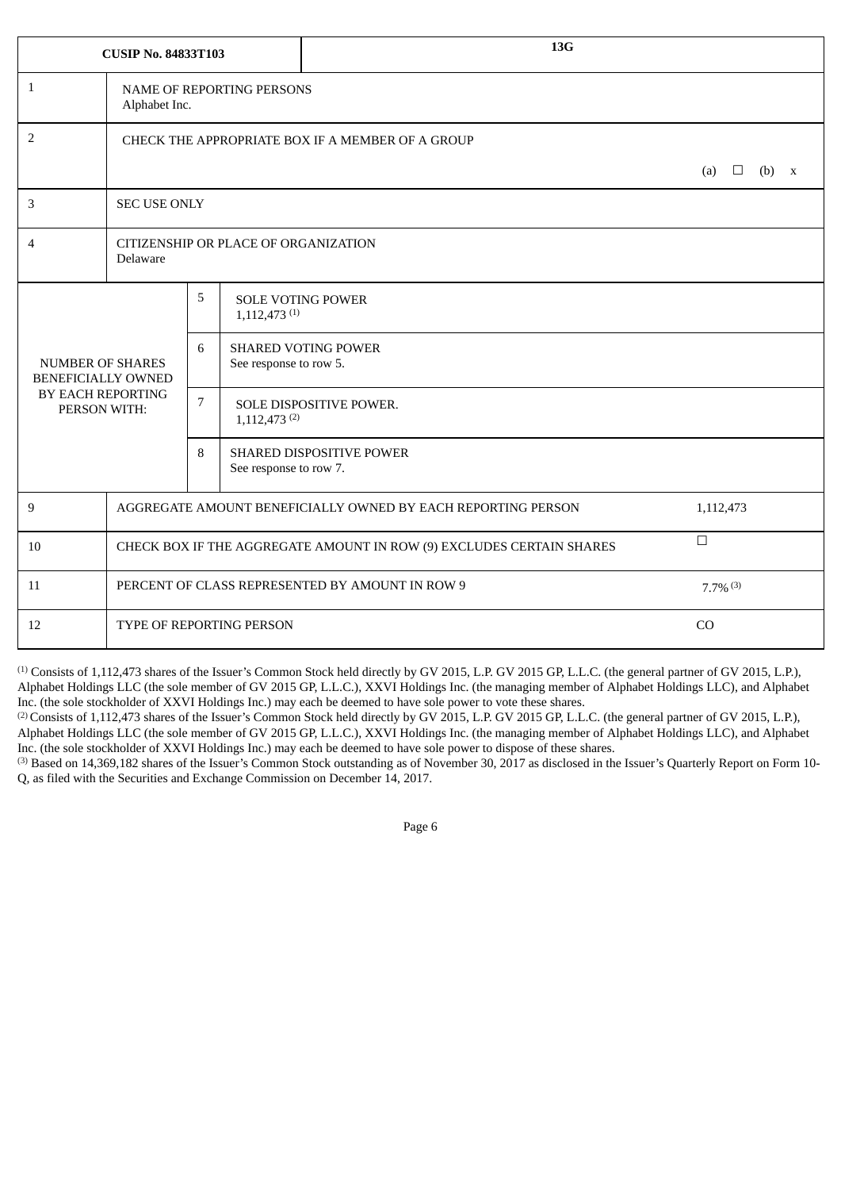| CUSIP No. 84833T103 | | | 13G | |
|---|---|---|---|---|
| 1 | NAME OF REPORTING PERSONS<br>Alphabet Inc. | | | |
| 2 | CHECK THE APPROPRIATE BOX IF A MEMBER OF A GROUP | | | (a) ☐ (b) x |
| 3 | SEC USE ONLY | | | |
| 4 | CITIZENSHIP OR PLACE OF ORGANIZATION<br>Delaware | | | |
| NUMBER OF SHARES BENEFICIALLY OWNED BY EACH REPORTING PERSON WITH: | 5 | SOLE VOTING POWER<br>1,112,473 [(1)] | | |
| | 6 | SHARED VOTING POWER<br>See response to row 5. | | |
| | 7 | SOLE DISPOSITIVE POWER.<br>1,112,473 [(2)] | | |
| | 8 | SHARED DISPOSITIVE POWER<br>See response to row 7. | | |
| 9 | AGGREGATE AMOUNT BENEFICIALLY OWNED BY EACH REPORTING PERSON | | | 1,112,473 |
| 10 | CHECK BOX IF THE AGGREGATE AMOUNT IN ROW (9) EXCLUDES CERTAIN SHARES | | | ☐ |
| 11 | PERCENT OF CLASS REPRESENTED BY AMOUNT IN ROW 9 | | | 7.7% [(3)] |
| 12 | TYPE OF REPORTING PERSON | | | CO |

[(1)] Consists of 1,112,473 shares of the Issuer's Common Stock held directly by GV 2015, L.P. GV 2015 GP, L.L.C. (the general partner of GV 2015, L.P.), Alphabet Holdings LLC (the sole member of GV 2015 GP, L.L.C.), XXVI Holdings Inc. (the managing member of Alphabet Holdings LLC), and Alphabet Inc. (the sole stockholder of XXVI Holdings Inc.) may each be deemed to have sole power to vote these shares.
[(2)] Consists of 1,112,473 shares of the Issuer's Common Stock held directly by GV 2015, L.P. GV 2015 GP, L.L.C. (the general partner of GV 2015, L.P.), Alphabet Holdings LLC (the sole member of GV 2015 GP, L.L.C.), XXVI Holdings Inc. (the managing member of Alphabet Holdings LLC), and Alphabet Inc. (the sole stockholder of XXVI Holdings Inc.) may each be deemed to have sole power to dispose of these shares.
[(3)] Based on 14,369,182 shares of the Issuer's Common Stock outstanding as of November 30, 2017 as disclosed in the Issuer's Quarterly Report on Form 10-Q, as filed with the Securities and Exchange Commission on December 14, 2017.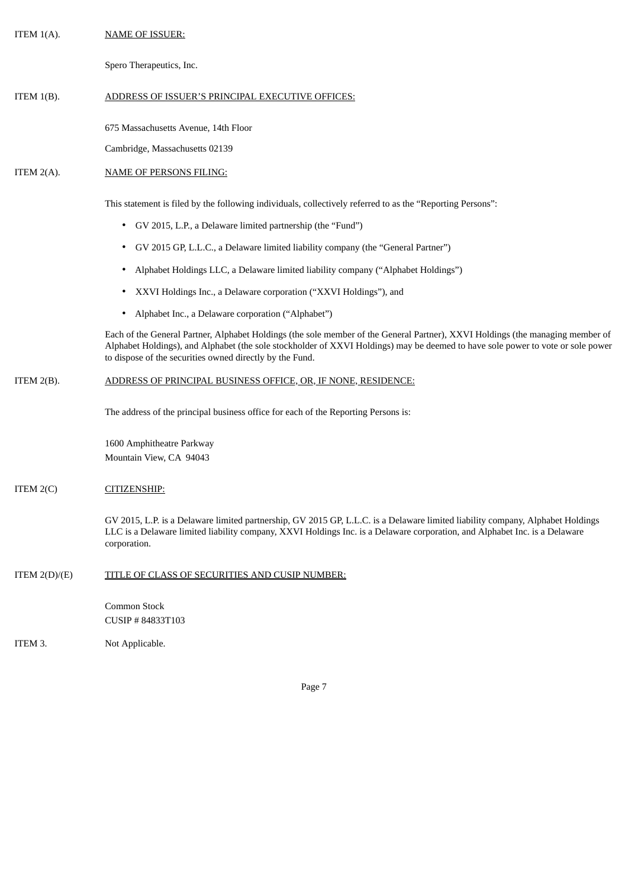ITEM 1(A). NAME OF ISSUER:

Spero Therapeutics, Inc.

ITEM 1(B). ADDRESS OF ISSUER'S PRINCIPAL EXECUTIVE OFFICES:

675 Massachusetts Avenue, 14th Floor

Cambridge, Massachusetts 02139

ITEM 2(A). NAME OF PERSONS FILING:

This statement is filed by the following individuals, collectively referred to as the "Reporting Persons":

- GV 2015, L.P., a Delaware limited partnership (the "Fund")
- GV 2015 GP, L.L.C., a Delaware limited liability company (the "General Partner")
- Alphabet Holdings LLC, a Delaware limited liability company ("Alphabet Holdings")
- XXVI Holdings Inc., a Delaware corporation ("XXVI Holdings"), and
- Alphabet Inc., a Delaware corporation ("Alphabet")

Each of the General Partner, Alphabet Holdings (the sole member of the General Partner), XXVI Holdings (the managing member of Alphabet Holdings), and Alphabet (the sole stockholder of XXVI Holdings) may be deemed to have sole power to vote or sole power to dispose of the securities owned directly by the Fund.

ITEM 2(B). ADDRESS OF PRINCIPAL BUSINESS OFFICE, OR, IF NONE, RESIDENCE:

The address of the principal business office for each of the Reporting Persons is:

1600 Amphitheatre Parkway
Mountain View, CA 94043

ITEM 2(C) CITIZENSHIP:

GV 2015, L.P. is a Delaware limited partnership, GV 2015 GP, L.L.C. is a Delaware limited liability company, Alphabet Holdings LLC is a Delaware limited liability company, XXVI Holdings Inc. is a Delaware corporation, and Alphabet Inc. is a Delaware corporation.

ITEM 2(D)/(E) TITLE OF CLASS OF SECURITIES AND CUSIP NUMBER:

Common Stock
CUSIP # 84833T103

ITEM 3. Not Applicable.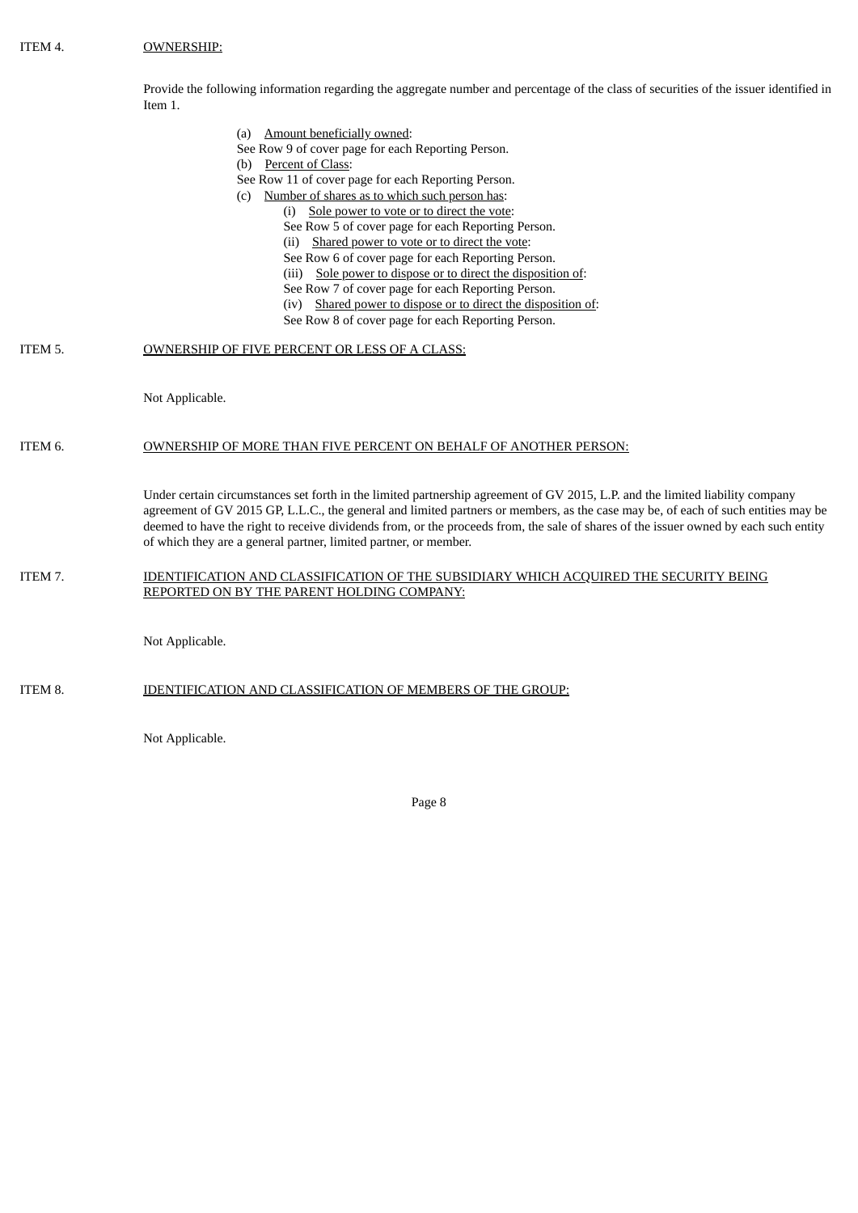ITEM 4. OWNERSHIP:

Provide the following information regarding the aggregate number and percentage of the class of securities of the issuer identified in Item 1.

(a) Amount beneficially owned:
See Row 9 of cover page for each Reporting Person.
(b) Percent of Class:
See Row 11 of cover page for each Reporting Person.
(c) Number of shares as to which such person has:
(i) Sole power to vote or to direct the vote:
See Row 5 of cover page for each Reporting Person.
(ii) Shared power to vote or to direct the vote:
See Row 6 of cover page for each Reporting Person.
(iii) Sole power to dispose or to direct the disposition of:
See Row 7 of cover page for each Reporting Person.
(iv) Shared power to dispose or to direct the disposition of:
See Row 8 of cover page for each Reporting Person.

ITEM 5. OWNERSHIP OF FIVE PERCENT OR LESS OF A CLASS:

Not Applicable.

ITEM 6. OWNERSHIP OF MORE THAN FIVE PERCENT ON BEHALF OF ANOTHER PERSON:

Under certain circumstances set forth in the limited partnership agreement of GV 2015, L.P. and the limited liability company agreement of GV 2015 GP, L.L.C., the general and limited partners or members, as the case may be, of each of such entities may be deemed to have the right to receive dividends from, or the proceeds from, the sale of shares of the issuer owned by each such entity of which they are a general partner, limited partner, or member.

ITEM 7. IDENTIFICATION AND CLASSIFICATION OF THE SUBSIDIARY WHICH ACQUIRED THE SECURITY BEING REPORTED ON BY THE PARENT HOLDING COMPANY:

Not Applicable.

ITEM 8. IDENTIFICATION AND CLASSIFICATION OF MEMBERS OF THE GROUP:

Not Applicable.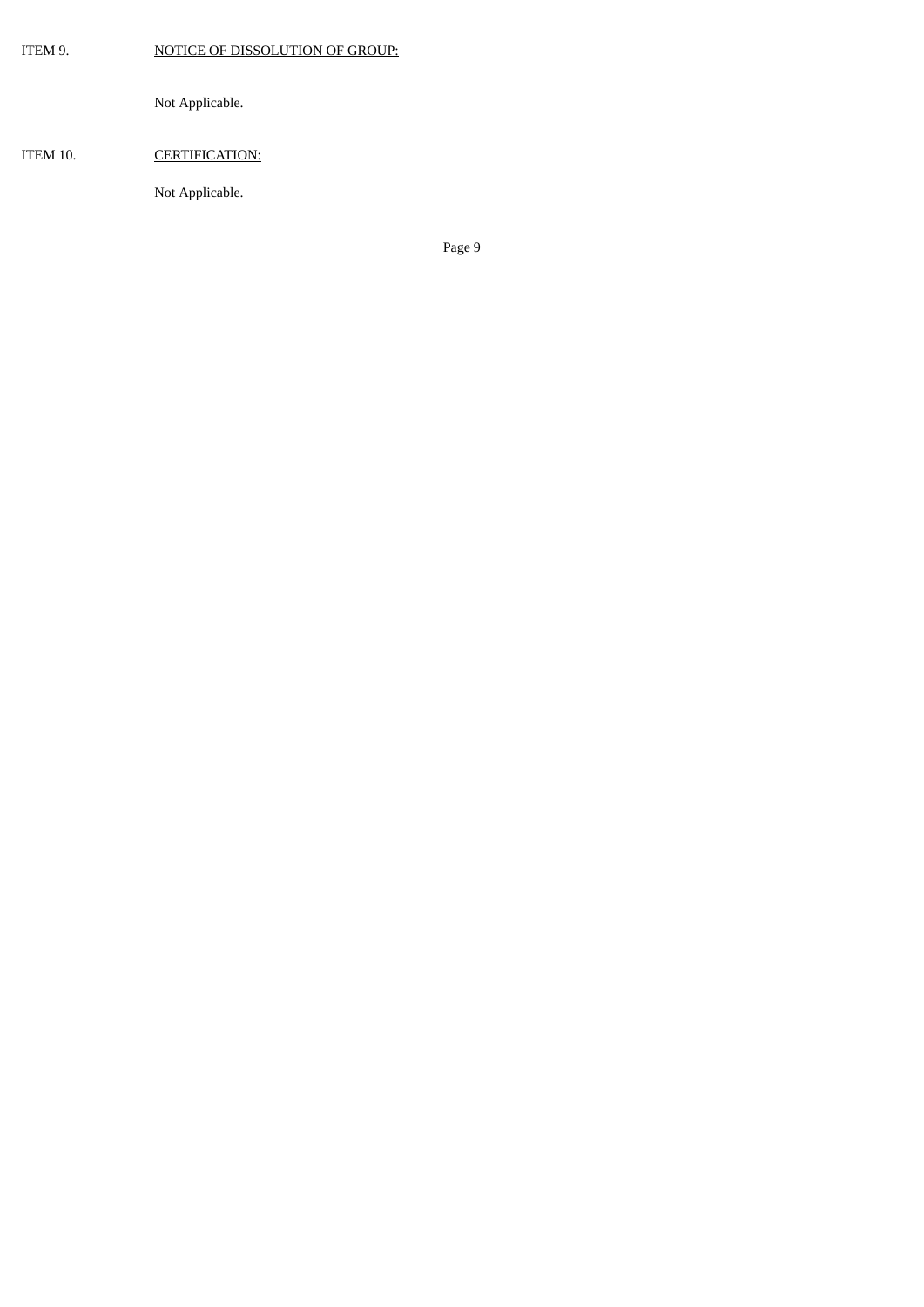ITEM 9. <u>NOTICE OF DISSOLUTION OF GROUP:</u>

Not Applicable.

ITEM 10. <u>CERTIFICATION:</u>

Not Applicable.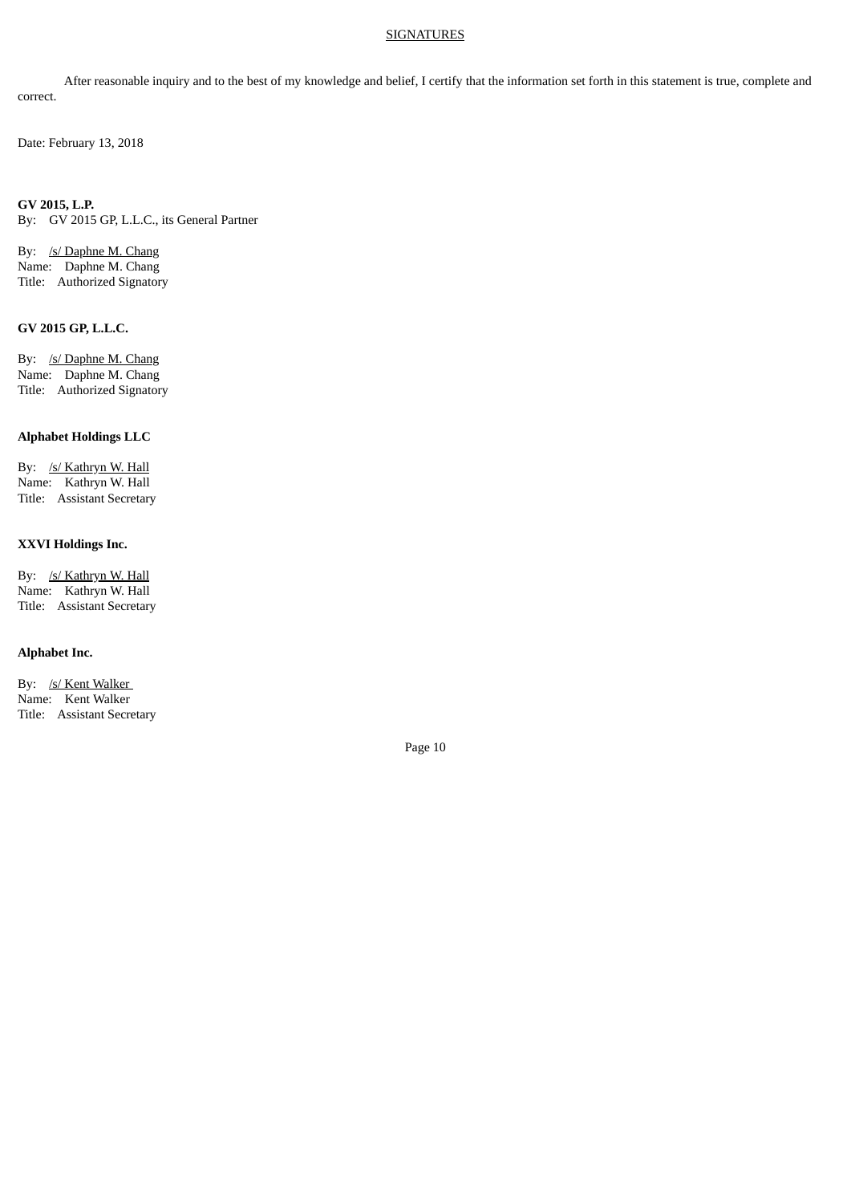SIGNATURES

After reasonable inquiry and to the best of my knowledge and belief, I certify that the information set forth in this statement is true, complete and correct.

Date: February 13, 2018

**GV 2015, L.P.**
By: GV 2015 GP, L.L.C., its General Partner

By: /s/ Daphne M. Chang
Name: Daphne M. Chang
Title: Authorized Signatory

**GV 2015 GP, L.L.C.**

By: /s/ Daphne M. Chang
Name: Daphne M. Chang
Title: Authorized Signatory

**Alphabet Holdings LLC**

By: /s/ Kathryn W. Hall
Name: Kathryn W. Hall
Title: Assistant Secretary

**XXVI Holdings Inc.**

By: /s/ Kathryn W. Hall
Name: Kathryn W. Hall
Title: Assistant Secretary

**Alphabet Inc.**

By: /s/ Kent Walker
Name: Kent Walker
Title: Assistant Secretary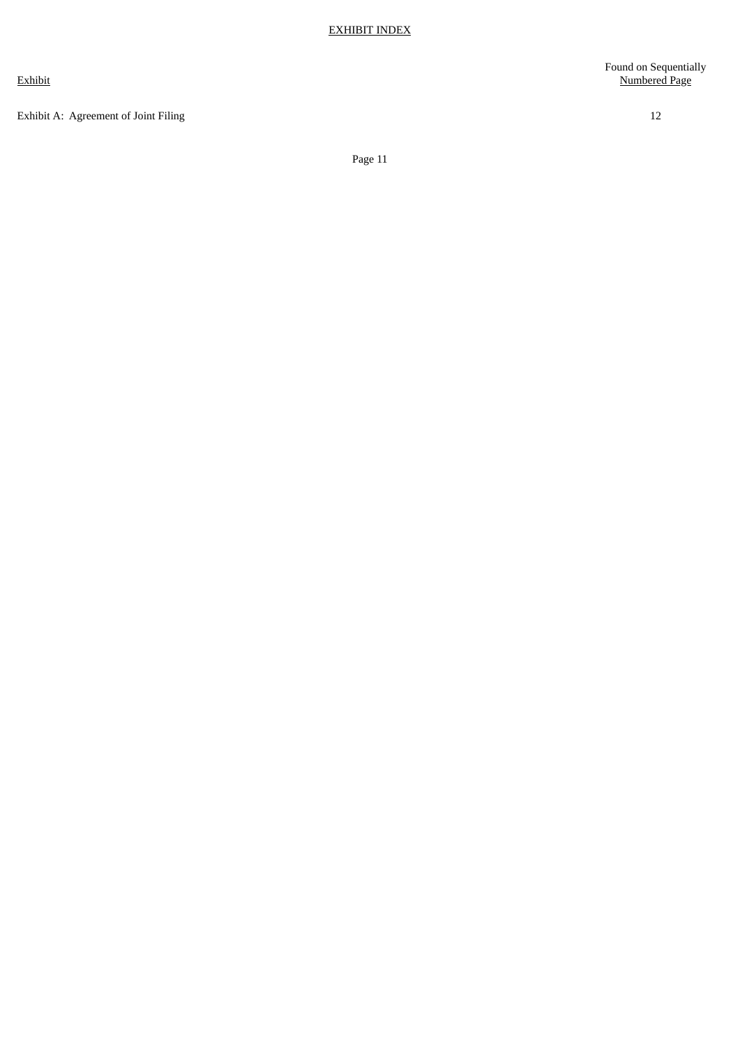## EXHIBIT INDEX

| Exhibit | Found on Sequentially Numbered Page |
| --- | --- |
| Exhibit A: Agreement of Joint Filing | 12 |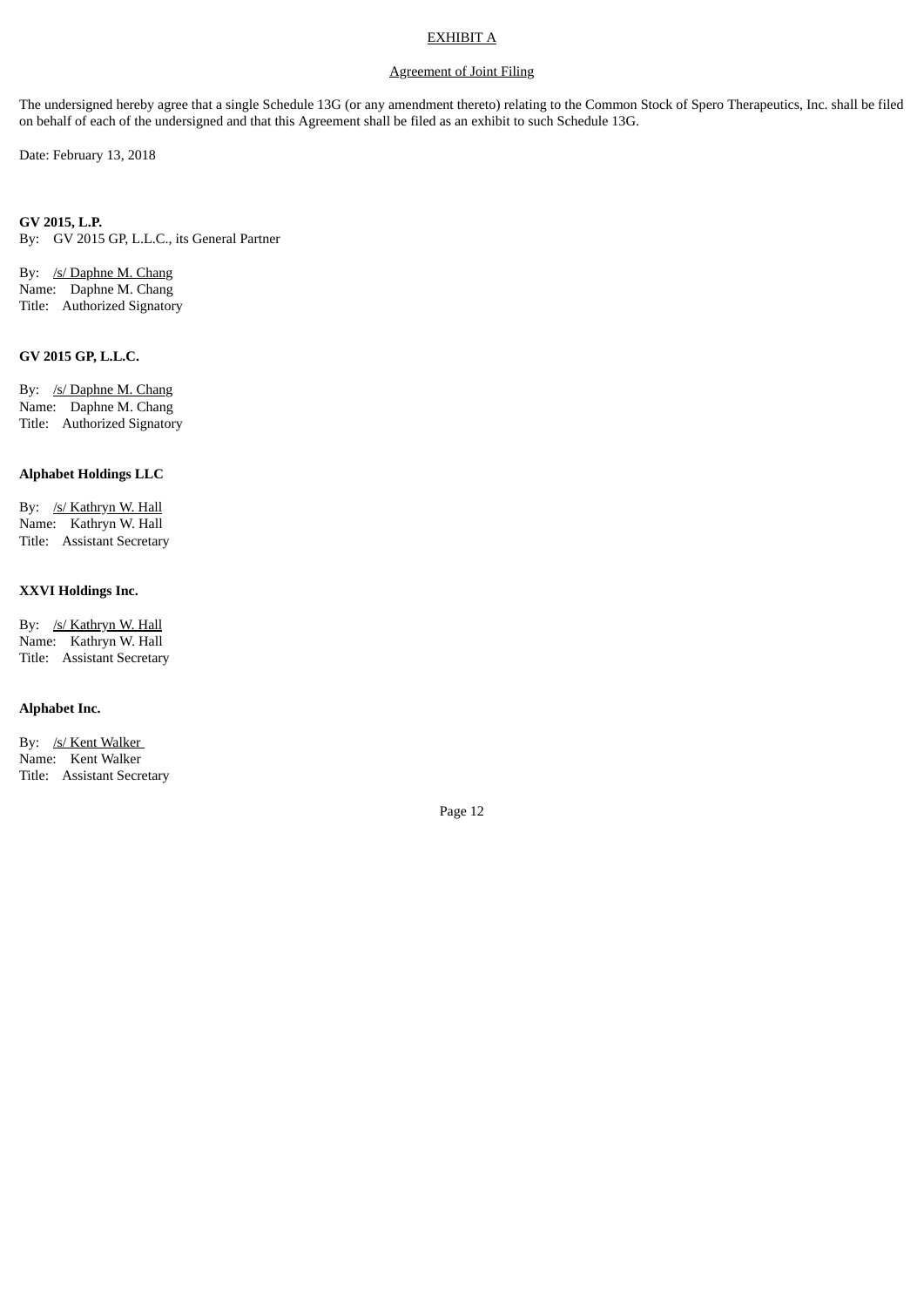# EXHIBIT A

## Agreement of Joint Filing

The undersigned hereby agree that a single Schedule 13G (or any amendment thereto) relating to the Common Stock of Spero Therapeutics, Inc. shall be filed on behalf of each of the undersigned and that this Agreement shall be filed as an exhibit to such Schedule 13G.

Date: February 13, 2018

**GV 2015, L.P.**
By: GV 2015 GP, L.L.C., its General Partner

By: /s/ Daphne M. Chang
Name: Daphne M. Chang
Title: Authorized Signatory

**GV 2015 GP, L.L.C.**

By: /s/ Daphne M. Chang
Name: Daphne M. Chang
Title: Authorized Signatory

**Alphabet Holdings LLC**

By: /s/ Kathryn W. Hall
Name: Kathryn W. Hall
Title: Assistant Secretary

**XXVI Holdings Inc.**

By: /s/ Kathryn W. Hall
Name: Kathryn W. Hall
Title: Assistant Secretary

**Alphabet Inc.**

By: /s/ Kent Walker
Name: Kent Walker
Title: Assistant Secretary